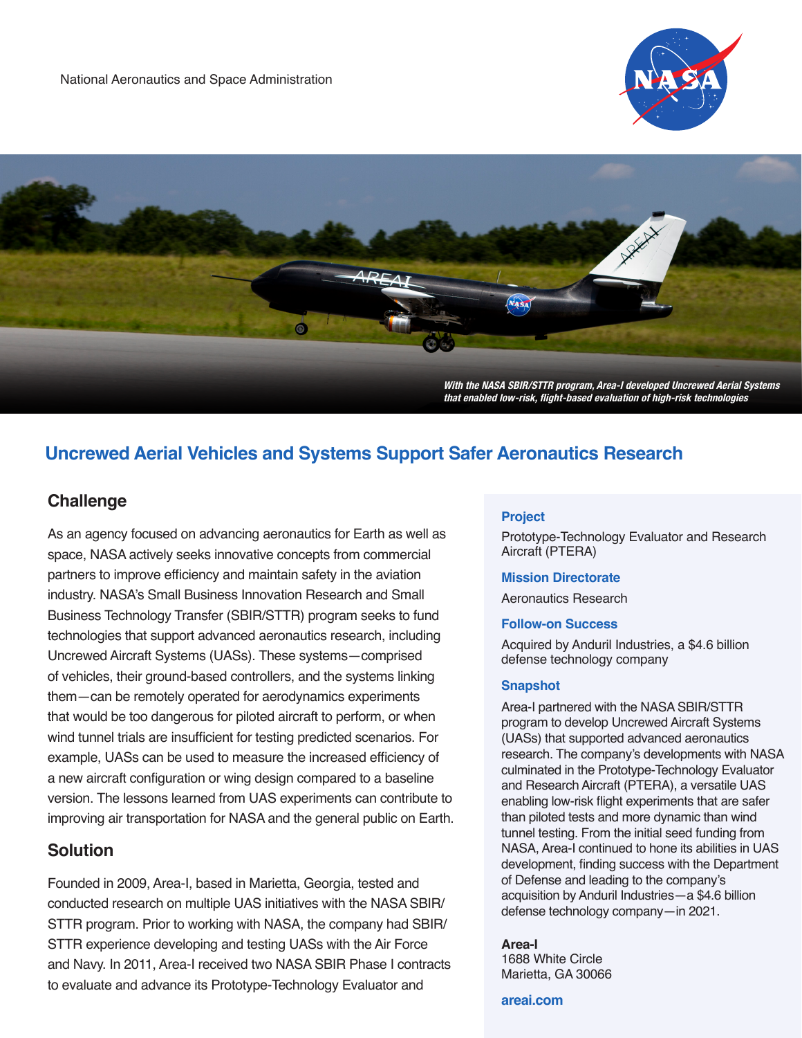National Aeronautics and Space Administration

*With the NASA SBIR/STTR program, Area-I developed Uncrewed Aerial Systems that enabled low-risk, flight-based evaluation of high-risk technologies*

# Uncrewed Aerial Vehicles and Systems Support Safer Aeronautics Research

## Challenge

As an agency focused on advancing aeronautics for Earth as well as space, NASA actively seeks innovative concepts from commercial partners to improve efficiency and maintain safety in the aviation industry. NASA's Small Business Innovation Research and Small Business Technology Transfer (SBIR/STTR) program seeks to fund technologies that support advanced aeronautics research, including Uncrewed Aircraft Systems (UASs). These systems—comprised of vehicles, their ground-based controllers, and the systems linking them—can be remotely operated for aerodynamics experiments that would be too dangerous for piloted aircraft to perform, or when wind tunnel trials are insufficient for testing predicted scenarios. For example, UASs can be used to measure the increased efficiency of a new aircraft configuration or wing design compared to a baseline version. The lessons learned from UAS experiments can contribute to improving air transportation for NASA and the general public on Earth.

## Solution

Founded in 2009, Area-I, based in Marietta, Georgia, tested and conducted research on multiple UAS initiatives with the NASA SBIR/STTR program. Prior to working with NASA, the company had SBIR/STTR experience developing and testing UASs with the Air Force and Navy. In 2011, Area-I received two NASA SBIR Phase I contracts to evaluate and advance its Prototype-Technology Evaluator and

### Project

Prototype-Technology Evaluator and Research Aircraft (PTERA)

### Mission Directorate

Aeronautics Research

### Follow-on Success

Acquired by Anduril Industries, a $4.6 billion defense technology company

### Snapshot

Area-I partnered with the NASA SBIR/STTR program to develop Uncrewed Aircraft Systems (UASs) that supported advanced aeronautics research. The company's developments with NASA culminated in the Prototype-Technology Evaluator and Research Aircraft (PTERA), a versatile UAS enabling low-risk flight experiments that are safer than piloted tests and more dynamic than wind tunnel testing. From the initial seed funding from NASA, Area-I continued to hone its abilities in UAS development, finding success with the Department of Defense and leading to the company's acquisition by Anduril Industries—a $4.6 billion defense technology company—in 2021.

**Area-I**
1688 White Circle
Marietta, GA 30066

**areai.com**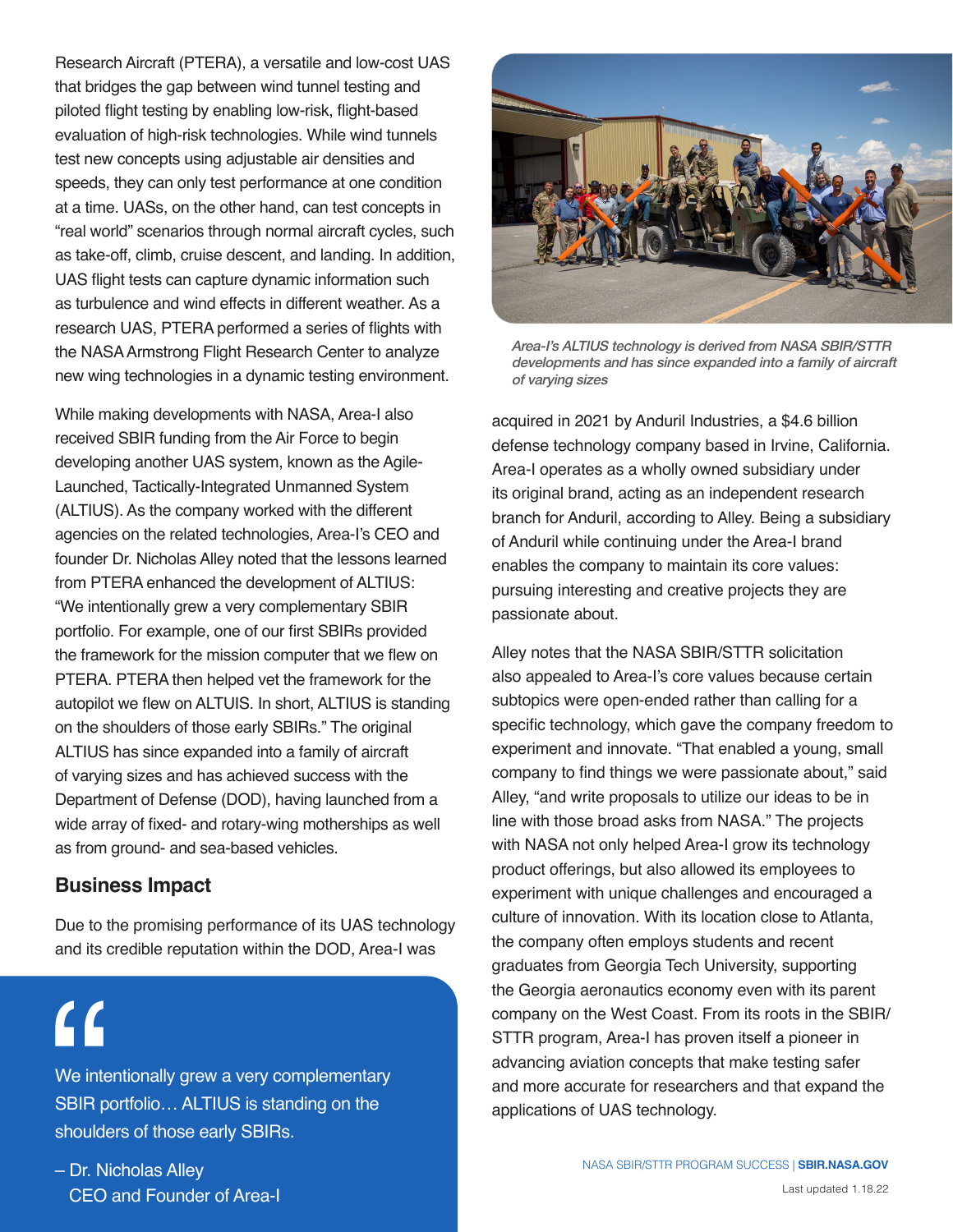Research Aircraft (PTERA), a versatile and low-cost UAS that bridges the gap between wind tunnel testing and piloted flight testing by enabling low-risk, flight-based evaluation of high-risk technologies. While wind tunnels test new concepts using adjustable air densities and speeds, they can only test performance at one condition at a time. UASs, on the other hand, can test concepts in "real world" scenarios through normal aircraft cycles, such as take-off, climb, cruise descent, and landing. In addition, UAS flight tests can capture dynamic information such as turbulence and wind effects in different weather. As a research UAS, PTERA performed a series of flights with the NASA Armstrong Flight Research Center to analyze new wing technologies in a dynamic testing environment.

While making developments with NASA, Area-I also received SBIR funding from the Air Force to begin developing another UAS system, known as the Agile-Launched, Tactically-Integrated Unmanned System (ALTIUS). As the company worked with the different agencies on the related technologies, Area-I's CEO and founder Dr. Nicholas Alley noted that the lessons learned from PTERA enhanced the development of ALTIUS: "We intentionally grew a very complementary SBIR portfolio. For example, one of our first SBIRs provided the framework for the mission computer that we flew on PTERA. PTERA then helped vet the framework for the autopilot we flew on ALTUIS. In short, ALTIUS is standing on the shoulders of those early SBIRs." The original ALTIUS has since expanded into a family of aircraft of varying sizes and has achieved success with the Department of Defense (DOD), having launched from a wide array of fixed- and rotary-wing motherships as well as from ground- and sea-based vehicles.

## Business Impact

Due to the promising performance of its UAS technology and its credible reputation within the DOD, Area-I was acquired in 2021 by Anduril Industries, a $4.6 billion defense technology company based in Irvine, California. Area-I operates as a wholly owned subsidiary under its original brand, acting as an independent research branch for Anduril, according to Alley. Being a subsidiary of Anduril while continuing under the Area-I brand enables the company to maintain its core values: pursuing interesting and creative projects they are passionate about.

> We intentionally grew a very complementary SBIR portfolio… ALTIUS is standing on the shoulders of those early SBIRs.
>
> – Dr. Nicholas Alley
> CEO and Founder of Area-I

*Area-I's ALTIUS technology is derived from NASA SBIR/STTR developments and has since expanded into a family of aircraft of varying sizes*

Alley notes that the NASA SBIR/STTR solicitation also appealed to Area-I's core values because certain subtopics were open-ended rather than calling for a specific technology, which gave the company freedom to experiment and innovate. "That enabled a young, small company to find things we were passionate about," said Alley, "and write proposals to utilize our ideas to be in line with those broad asks from NASA." The projects with NASA not only helped Area-I grow its technology product offerings, but also allowed its employees to experiment with unique challenges and encouraged a culture of innovation. With its location close to Atlanta, the company often employs students and recent graduates from Georgia Tech University, supporting the Georgia aeronautics economy even with its parent company on the West Coast. From its roots in the SBIR/STTR program, Area-I has proven itself a pioneer in advancing aviation concepts that make testing safer and more accurate for researchers and that expand the applications of UAS technology.

NASA SBIR/STTR PROGRAM SUCCESS | **SBIR.NASA.GOV**

Last updated 1.18.22